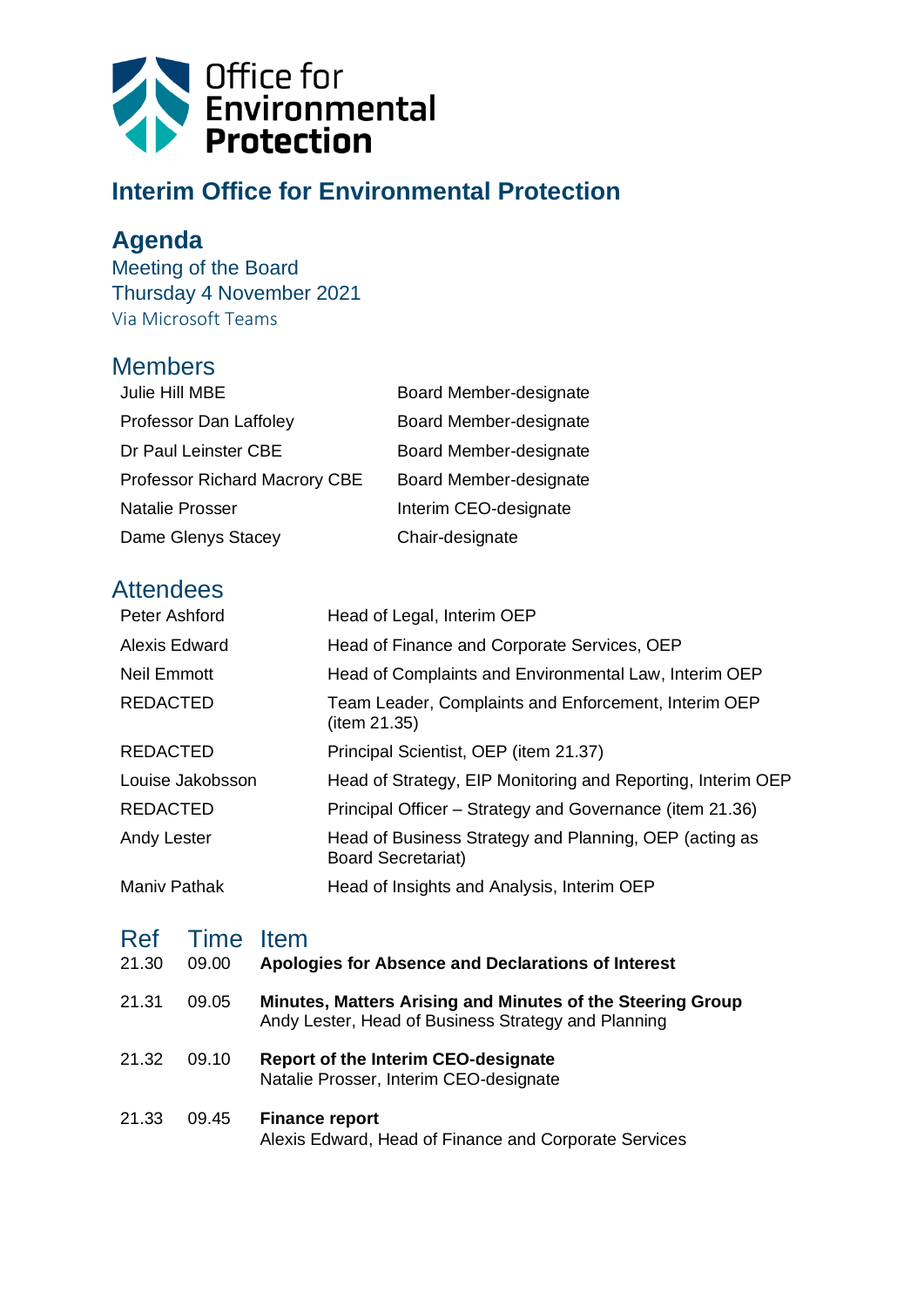Office for Environmental Protection

# Interim Office for Environmental Protection

## Agenda

Meeting of the Board
Thursday 4 November 2021
Via Microsoft Teams

### Members

| | |
|---|---|
| Julie Hill MBE | Board Member-designate |
| Professor Dan Laffoley | Board Member-designate |
| Dr Paul Leinster CBE | Board Member-designate |
| Professor Richard Macrory CBE | Board Member-designate |
| Natalie Prosser | Interim CEO-designate |
| Dame Glenys Stacey | Chair-designate |

### Attendees

| | |
|---|---|
| Peter Ashford | Head of Legal, Interim OEP |
| Alexis Edward | Head of Finance and Corporate Services, OEP |
| Neil Emmott | Head of Complaints and Environmental Law, Interim OEP |
| REDACTED | Team Leader, Complaints and Enforcement, Interim OEP (item 21.35) |
| REDACTED | Principal Scientist, OEP (item 21.37) |
| Louise Jakobsson | Head of Strategy, EIP Monitoring and Reporting, Interim OEP |
| REDACTED | Principal Officer – Strategy and Governance (item 21.36) |
| Andy Lester | Head of Business Strategy and Planning, OEP (acting as Board Secretariat) |
| Maniv Pathak | Head of Insights and Analysis, Interim OEP |

| Ref | Time | Item |
|---|---|---|
| 21.30 | 09.00 | **Apologies for Absence and Declarations of Interest** |
| 21.31 | 09.05 | **Minutes, Matters Arising and Minutes of the Steering Group**<br>Andy Lester, Head of Business Strategy and Planning |
| 21.32 | 09.10 | **Report of the Interim CEO-designate**<br>Natalie Prosser, Interim CEO-designate |
| 21.33 | 09.45 | **Finance report**<br>Alexis Edward, Head of Finance and Corporate Services |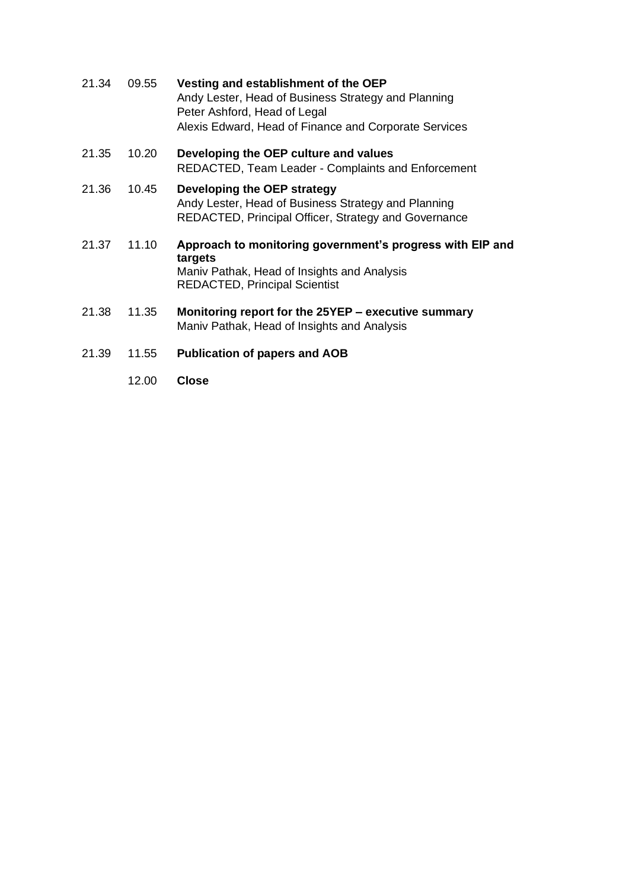| | | |
|---|---|---|
| 21.34 | 09.55 | **Vesting and establishment of the OEP**<br>Andy Lester, Head of Business Strategy and Planning<br>Peter Ashford, Head of Legal<br>Alexis Edward, Head of Finance and Corporate Services |
| 21.35 | 10.20 | **Developing the OEP culture and values**<br>REDACTED, Team Leader - Complaints and Enforcement |
| 21.36 | 10.45 | **Developing the OEP strategy**<br>Andy Lester, Head of Business Strategy and Planning<br>REDACTED, Principal Officer, Strategy and Governance |
| 21.37 | 11.10 | **Approach to monitoring government's progress with EIP and targets**<br>Maniv Pathak, Head of Insights and Analysis<br>REDACTED, Principal Scientist |
| 21.38 | 11.35 | **Monitoring report for the 25YEP – executive summary**<br>Maniv Pathak, Head of Insights and Analysis |
| 21.39 | 11.55 | **Publication of papers and AOB** |
| | 12.00 | **Close** |